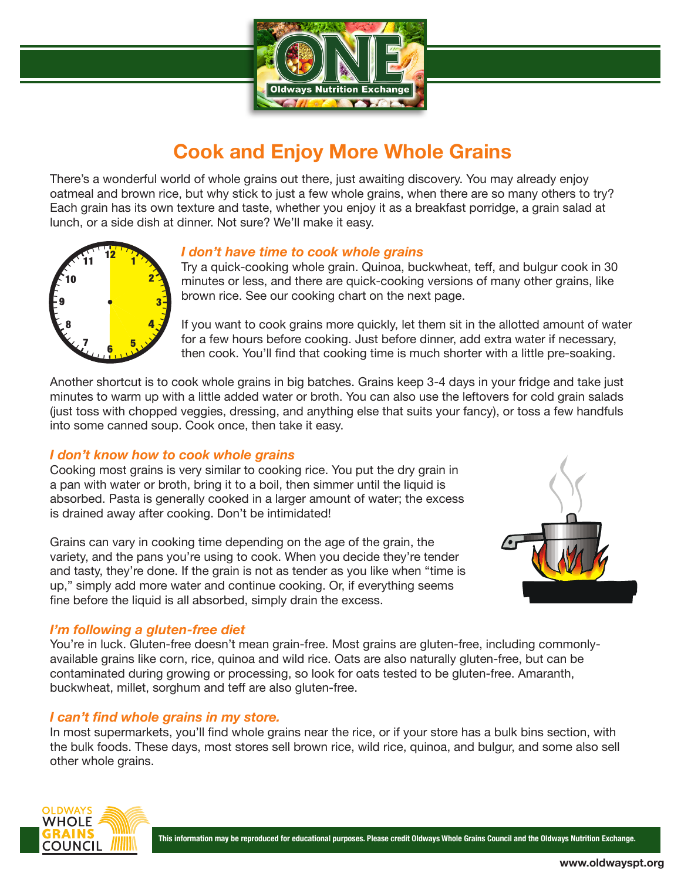# Cook and Enjoy More Whole Grains

There's a wonderful world of whole grains out there, just awaiting discovery. You may already enjoy oatmeal and brown rice, but why stick to just a few whole grains, when there are so many others to try? Each grain has its own texture and taste, whether you enjoy it as a breakfast porridge, a grain salad at lunch, or a side dish at dinner. Not sure? We'll make it easy.

### *I don't have time to cook whole grains*

Try a quick-cooking whole grain. Quinoa, buckwheat, teff, and bulgur cook in 30 minutes or less, and there are quick-cooking versions of many other grains, like brown rice. See our cooking chart on the next page.

If you want to cook grains more quickly, let them sit in the allotted amount of water for a few hours before cooking. Just before dinner, add extra water if necessary, then cook. You'll find that cooking time is much shorter with a little pre-soaking.

Another shortcut is to cook whole grains in big batches. Grains keep 3-4 days in your fridge and take just minutes to warm up with a little added water or broth. You can also use the leftovers for cold grain salads (just toss with chopped veggies, dressing, and anything else that suits your fancy), or toss a few handfuls into some canned soup. Cook once, then take it easy.

### *I don't know how to cook whole grains*

Cooking most grains is very similar to cooking rice. You put the dry grain in a pan with water or broth, bring it to a boil, then simmer until the liquid is absorbed. Pasta is generally cooked in a larger amount of water; the excess is drained away after cooking. Don't be intimidated!

Grains can vary in cooking time depending on the age of the grain, the variety, and the pans you're using to cook. When you decide they're tender and tasty, they're done. If the grain is not as tender as you like when "time is up," simply add more water and continue cooking. Or, if everything seems fine before the liquid is all absorbed, simply drain the excess.

### *I'm following a gluten-free diet*

You're in luck. Gluten-free doesn't mean grain-free. Most grains are gluten-free, including commonly-available grains like corn, rice, quinoa and wild rice. Oats are also naturally gluten-free, but can be contaminated during growing or processing, so look for oats tested to be gluten-free. Amaranth, buckwheat, millet, sorghum and teff are also gluten-free.

### *I can't find whole grains in my store.*

In most supermarkets, you'll find whole grains near the rice, or if your store has a bulk bins section, with the bulk foods. These days, most stores sell brown rice, wild rice, quinoa, and bulgur, and some also sell other whole grains.

**This information may be reproduced for educational purposes. Please credit Oldways Whole Grains Council and the Oldways Nutrition Exchange.**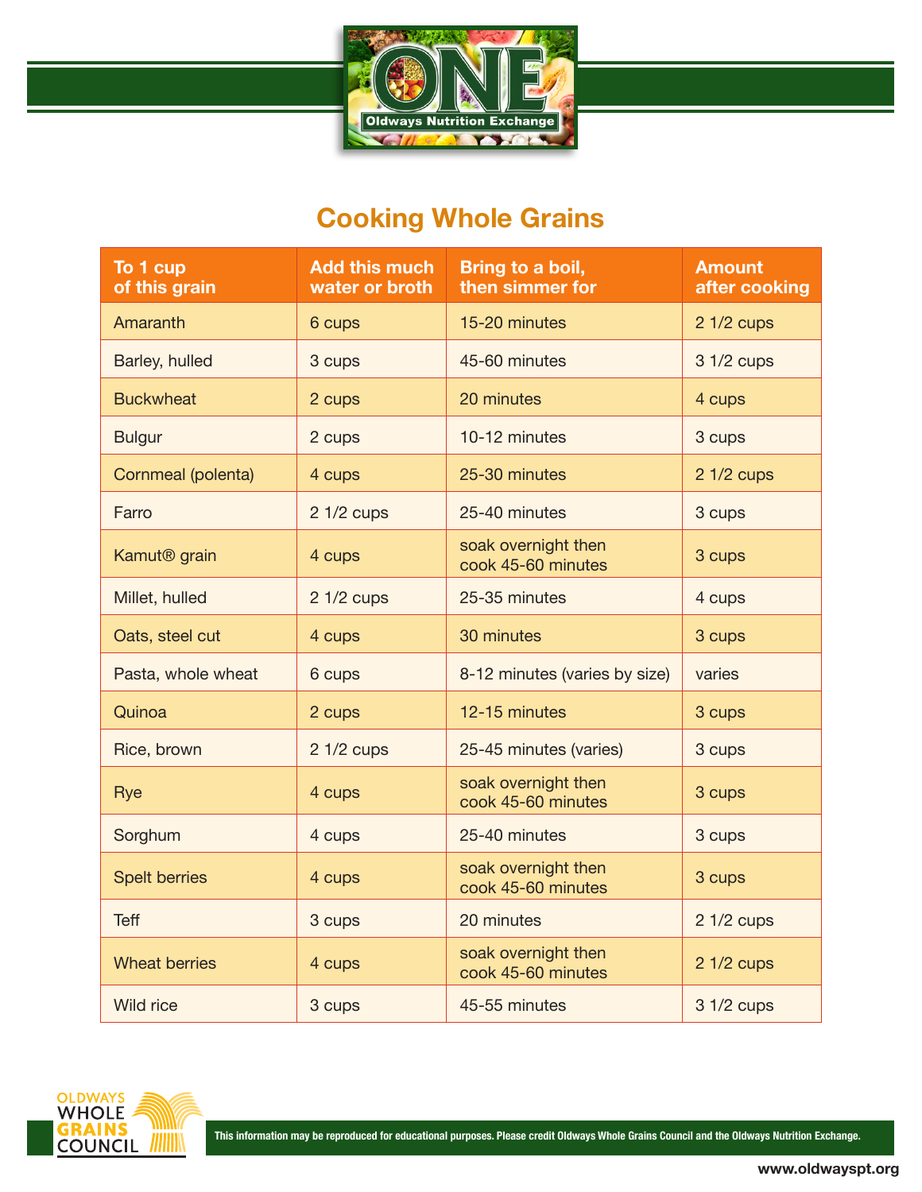# Cooking Whole Grains

| To 1 cup of this grain | Add this much water or broth | Bring to a boil, then simmer for | Amount after cooking |
|---|---|---|---|
| Amaranth | 6 cups | 15-20 minutes | 2 1/2 cups |
| Barley, hulled | 3 cups | 45-60 minutes | 3 1/2 cups |
| Buckwheat | 2 cups | 20 minutes | 4 cups |
| Bulgur | 2 cups | 10-12 minutes | 3 cups |
| Cornmeal (polenta) | 4 cups | 25-30 minutes | 2 1/2 cups |
| Farro | 2 1/2 cups | 25-40 minutes | 3 cups |
| Kamut® grain | 4 cups | soak overnight then cook 45-60 minutes | 3 cups |
| Millet, hulled | 2 1/2 cups | 25-35 minutes | 4 cups |
| Oats, steel cut | 4 cups | 30 minutes | 3 cups |
| Pasta, whole wheat | 6 cups | 8-12 minutes (varies by size) | varies |
| Quinoa | 2 cups | 12-15 minutes | 3 cups |
| Rice, brown | 2 1/2 cups | 25-45 minutes (varies) | 3 cups |
| Rye | 4 cups | soak overnight then cook 45-60 minutes | 3 cups |
| Sorghum | 4 cups | 25-40 minutes | 3 cups |
| Spelt berries | 4 cups | soak overnight then cook 45-60 minutes | 3 cups |
| Teff | 3 cups | 20 minutes | 2 1/2 cups |
| Wheat berries | 4 cups | soak overnight then cook 45-60 minutes | 2 1/2 cups |
| Wild rice | 3 cups | 45-55 minutes | 3 1/2 cups |

This information may be reproduced for educational purposes. Please credit Oldways Whole Grains Council and the Oldways Nutrition Exchange.

www.oldwayspt.org